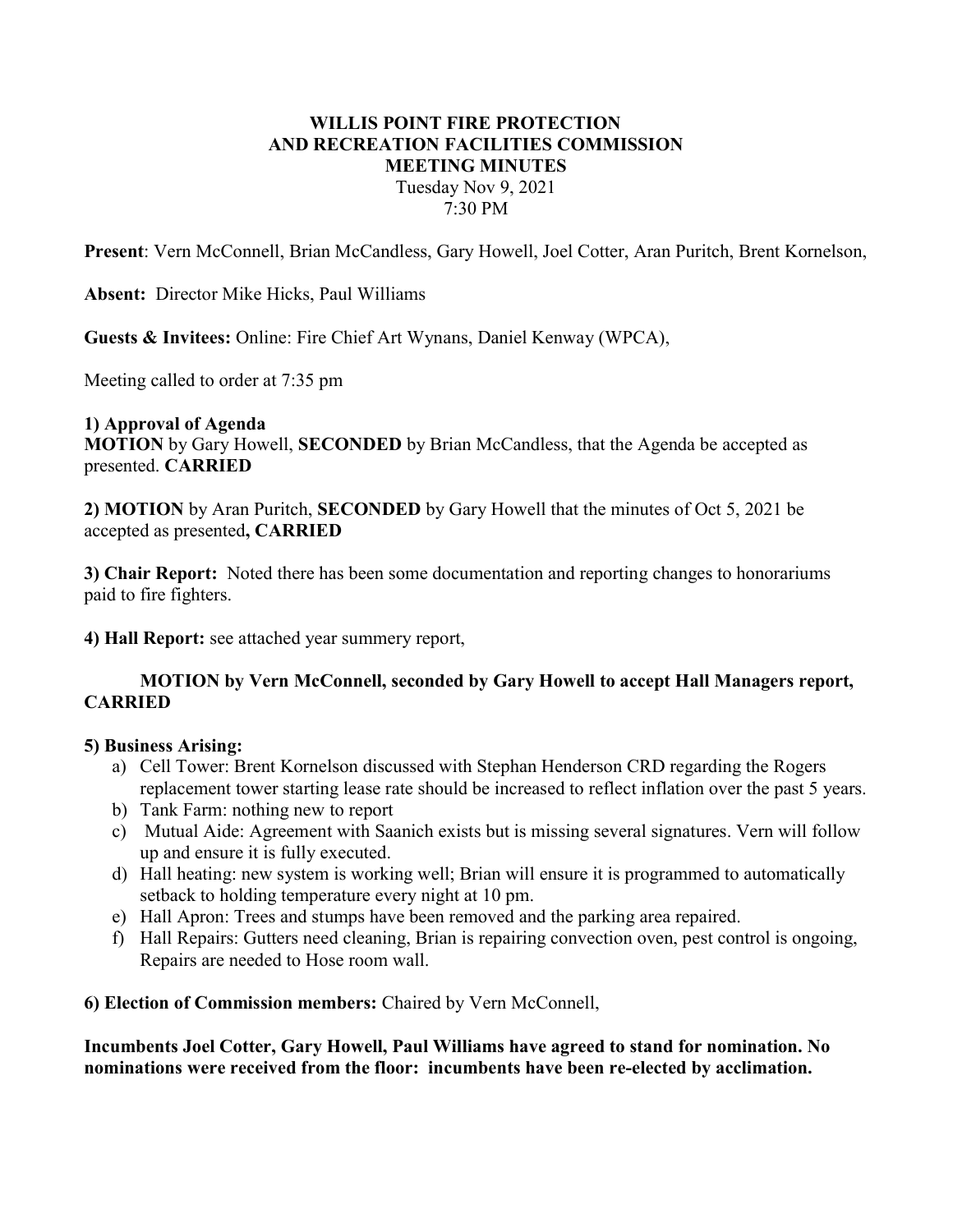# WILLIS POINT FIRE PROTECTION AND RECREATION FACILITIES COMMISSION MEETING MINUTES

Tuesday Nov 9, 2021
7:30 PM

**Present**: Vern McConnell, Brian McCandless, Gary Howell, Joel Cotter, Aran Puritch, Brent Kornelson,

**Absent:** Director Mike Hicks, Paul Williams

**Guests & Invitees:** Online: Fire Chief Art Wynans, Daniel Kenway (WPCA),

Meeting called to order at 7:35 pm

**1) Approval of Agenda**

**MOTION** by Gary Howell, **SECONDED** by Brian McCandless, that the Agenda be accepted as presented. **CARRIED**

**2) MOTION** by Aran Puritch, **SECONDED** by Gary Howell that the minutes of Oct 5, 2021 be accepted as presented**, CARRIED**

**3) Chair Report:** Noted there has been some documentation and reporting changes to honorariums paid to fire fighters.

**4) Hall Report:** see attached year summery report,

**MOTION by Vern McConnell, seconded by Gary Howell to accept Hall Managers report, CARRIED**

**5) Business Arising:**

a) Cell Tower: Brent Kornelson discussed with Stephan Henderson CRD regarding the Rogers replacement tower starting lease rate should be increased to reflect inflation over the past 5 years.
b) Tank Farm: nothing new to report
c) Mutual Aide: Agreement with Saanich exists but is missing several signatures. Vern will follow up and ensure it is fully executed.
d) Hall heating: new system is working well; Brian will ensure it is programmed to automatically setback to holding temperature every night at 10 pm.
e) Hall Apron: Trees and stumps have been removed and the parking area repaired.
f) Hall Repairs: Gutters need cleaning, Brian is repairing convection oven, pest control is ongoing, Repairs are needed to Hose room wall.

**6) Election of Commission members:** Chaired by Vern McConnell,

**Incumbents Joel Cotter, Gary Howell, Paul Williams have agreed to stand for nomination. No nominations were received from the floor: incumbents have been re-elected by acclimation.**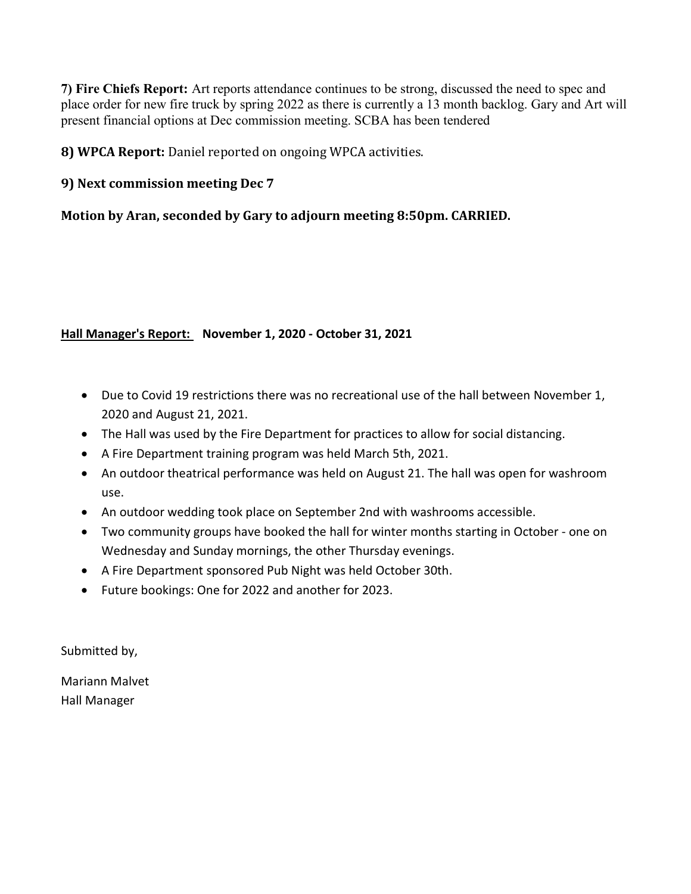**7) Fire Chiefs Report:** Art reports attendance continues to be strong, discussed the need to spec and place order for new fire truck by spring 2022 as there is currently a 13 month backlog. Gary and Art will present financial options at Dec commission meeting. SCBA has been tendered

**8) WPCA Report:** Daniel reported on ongoing WPCA activities.

**9) Next commission meeting Dec 7**

**Motion by Aran, seconded by Gary to adjourn meeting 8:50pm. CARRIED.**

**Hall Manager's Report: November 1, 2020 - October 31, 2021**

- Due to Covid 19 restrictions there was no recreational use of the hall between November 1, 2020 and August 21, 2021.
- The Hall was used by the Fire Department for practices to allow for social distancing.
- A Fire Department training program was held March 5th, 2021.
- An outdoor theatrical performance was held on August 21. The hall was open for washroom use.
- An outdoor wedding took place on September 2nd with washrooms accessible.
- Two community groups have booked the hall for winter months starting in October - one on Wednesday and Sunday mornings, the other Thursday evenings.
- A Fire Department sponsored Pub Night was held October 30th.
- Future bookings: One for 2022 and another for 2023.

Submitted by,

Mariann Malvet
Hall Manager